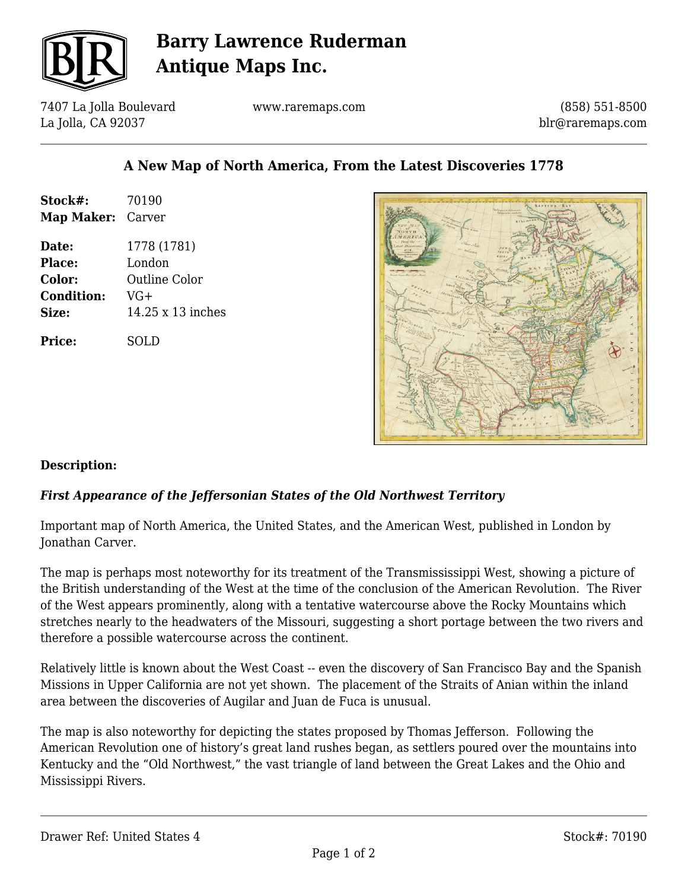# Barry Lawrence Ruderman Antique Maps Inc.

7407 La Jolla Boulevard
La Jolla, CA 92037

www.raremaps.com

(858) 551-8500
blr@raremaps.com

## A New Map of North America, From the Latest Discoveries 1778

| | |
|---|---|
| **Stock#:** | 70190 |
| **Map Maker:** | Carver |
| **Date:** | 1778 (1781) |
| **Place:** | London |
| **Color:** | Outline Color |
| **Condition:** | VG+ |
| **Size:** | 14.25 x 13 inches |
| **Price:** | SOLD |

**Description:**

***First Appearance of the Jeffersonian States of the Old Northwest Territory***

Important map of North America, the United States, and the American West, published in London by Jonathan Carver.

The map is perhaps most noteworthy for its treatment of the Transmississippi West, showing a picture of the British understanding of the West at the time of the conclusion of the American Revolution. The River of the West appears prominently, along with a tentative watercourse above the Rocky Mountains which stretches nearly to the headwaters of the Missouri, suggesting a short portage between the two rivers and therefore a possible watercourse across the continent.

Relatively little is known about the West Coast -- even the discovery of San Francisco Bay and the Spanish Missions in Upper California are not yet shown. The placement of the Straits of Anian within the inland area between the discoveries of Augilar and Juan de Fuca is unusual.

The map is also noteworthy for depicting the states proposed by Thomas Jefferson. Following the American Revolution one of history's great land rushes began, as settlers poured over the mountains into Kentucky and the "Old Northwest," the vast triangle of land between the Great Lakes and the Ohio and Mississippi Rivers.

Drawer Ref: United States 4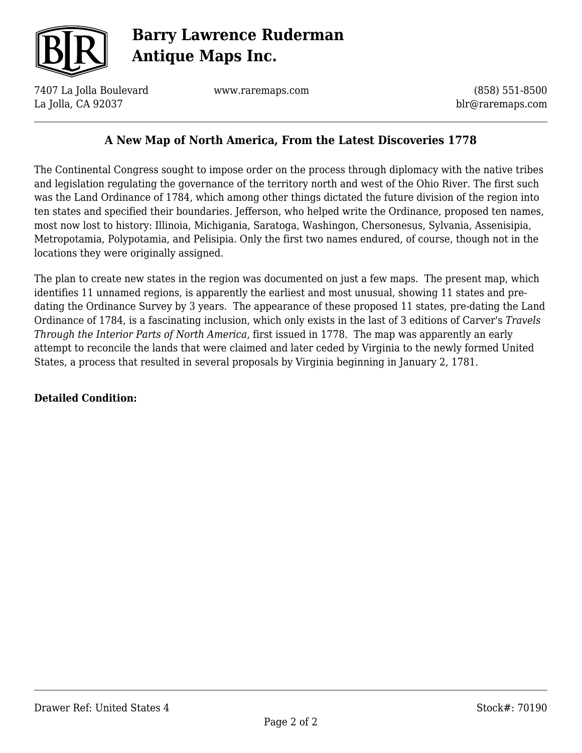## A New Map of North America, From the Latest Discoveries 1778

The Continental Congress sought to impose order on the process through diplomacy with the native tribes and legislation regulating the governance of the territory north and west of the Ohio River. The first such was the Land Ordinance of 1784, which among other things dictated the future division of the region into ten states and specified their boundaries. Jefferson, who helped write the Ordinance, proposed ten names, most now lost to history: Illinoia, Michigania, Saratoga, Washingon, Chersonesus, Sylvania, Assenisipia, Metropotamia, Polypotamia, and Pelisipia. Only the first two names endured, of course, though not in the locations they were originally assigned.

The plan to create new states in the region was documented on just a few maps. The present map, which identifies 11 unnamed regions, is apparently the earliest and most unusual, showing 11 states and pre-dating the Ordinance Survey by 3 years. The appearance of these proposed 11 states, pre-dating the Land Ordinance of 1784, is a fascinating inclusion, which only exists in the last of 3 editions of Carver's *Travels Through the Interior Parts of North America*, first issued in 1778. The map was apparently an early attempt to reconcile the lands that were claimed and later ceded by Virginia to the newly formed United States, a process that resulted in several proposals by Virginia beginning in January 2, 1781.

**Detailed Condition:**